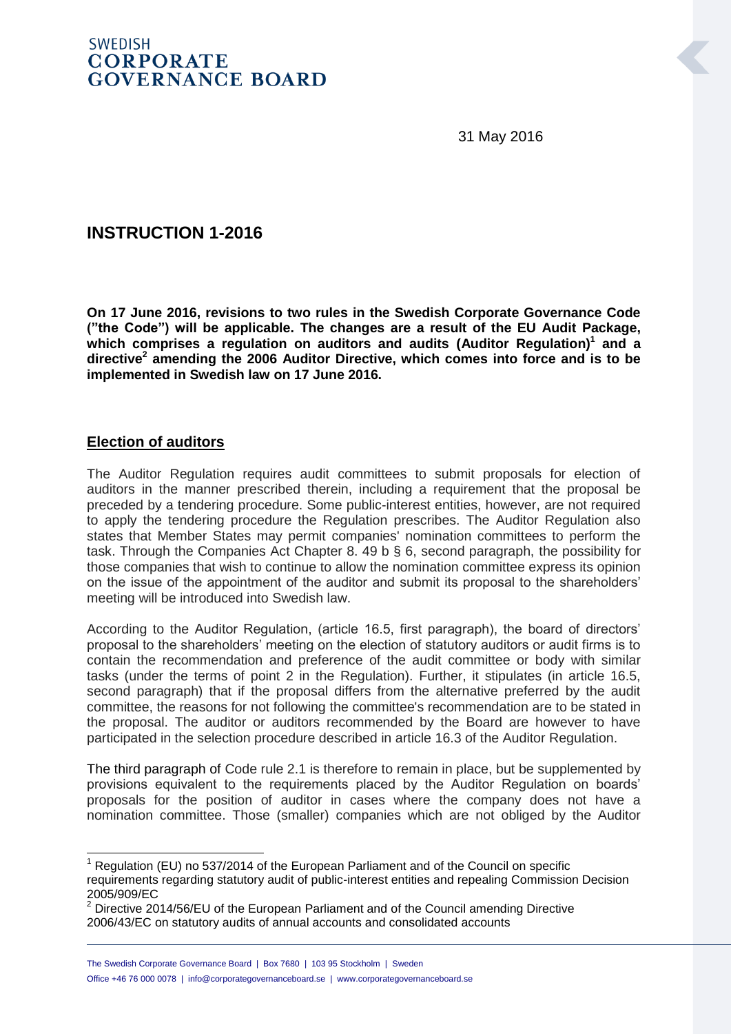SWEDISH
**CORPORATE GOVERNANCE BOARD**

31 May 2016

# INSTRUCTION 1-2016

**On 17 June 2016, revisions to two rules in the Swedish Corporate Governance Code ("the Code") will be applicable. The changes are a result of the EU Audit Package, which comprises a regulation on auditors and audits (Auditor Regulation)[1] and a directive[2] amending the 2006 Auditor Directive, which comes into force and is to be implemented in Swedish law on 17 June 2016.**

## Election of auditors

The Auditor Regulation requires audit committees to submit proposals for election of auditors in the manner prescribed therein, including a requirement that the proposal be preceded by a tendering procedure. Some public-interest entities, however, are not required to apply the tendering procedure the Regulation prescribes. The Auditor Regulation also states that Member States may permit companies' nomination committees to perform the task. Through the Companies Act Chapter 8. 49 b § 6, second paragraph, the possibility for those companies that wish to continue to allow the nomination committee express its opinion on the issue of the appointment of the auditor and submit its proposal to the shareholders' meeting will be introduced into Swedish law.

According to the Auditor Regulation, (article 16.5, first paragraph), the board of directors' proposal to the shareholders' meeting on the election of statutory auditors or audit firms is to contain the recommendation and preference of the audit committee or body with similar tasks (under the terms of point 2 in the Regulation). Further, it stipulates (in article 16.5, second paragraph) that if the proposal differs from the alternative preferred by the audit committee, the reasons for not following the committee's recommendation are to be stated in the proposal. The auditor or auditors recommended by the Board are however to have participated in the selection procedure described in article 16.3 of the Auditor Regulation.

The third paragraph of Code rule 2.1 is therefore to remain in place, but be supplemented by provisions equivalent to the requirements placed by the Auditor Regulation on boards' proposals for the position of auditor in cases where the company does not have a nomination committee. Those (smaller) companies which are not obliged by the Auditor

---

[1] Regulation (EU) no 537/2014 of the European Parliament and of the Council on specific requirements regarding statutory audit of public-interest entities and repealing Commission Decision 2005/909/EC

[2] Directive 2014/56/EU of the European Parliament and of the Council amending Directive 2006/43/EC on statutory audits of annual accounts and consolidated accounts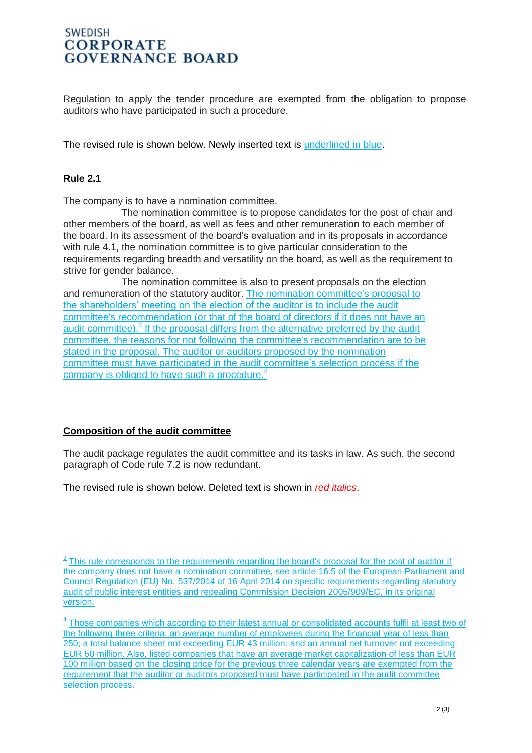Regulation to apply the tender procedure are exempted from the obligation to propose auditors who have participated in such a procedure.

The revised rule is shown below. Newly inserted text is underlined in blue.

**Rule 2.1**

The company is to have a nomination committee.

The nomination committee is to propose candidates for the post of chair and other members of the board, as well as fees and other remuneration to each member of the board. In its assessment of the board's evaluation and in its proposals in accordance with rule 4.1, the nomination committee is to give particular consideration to the requirements regarding breadth and versatility on the board, as well as the requirement to strive for gender balance.

The nomination committee is also to present proposals on the election and remuneration of the statutory auditor. The nomination committee's proposal to the shareholders' meeting on the election of the auditor is to include the audit committee's recommendation (or that of the board of directors if it does not have an audit committee).[3] If the proposal differs from the alternative preferred by the audit committee, the reasons for not following the committee's recommendation are to be stated in the proposal. The auditor or auditors proposed by the nomination committee must have participated in the audit committee's selection process if the company is obliged to have such a procedure.[4]

**Composition of the audit committee**

The audit package regulates the audit committee and its tasks in law. As such, the second paragraph of Code rule 7.2 is now redundant.

The revised rule is shown below. Deleted text is shown in *red italics*.

---

[3] This rule corresponds to the requirements regarding the board's proposal for the post of auditor if the company does not have a nomination committee, see article 16.5 of the European Parliament and Council Regulation (EU) No. 537/2014 of 16 April 2014 on specific requirements regarding statutory audit of public interest entities and repealing Commission Decision 2005/909/EC, in its original version.

[4] Those companies which according to their latest annual or consolidated accounts fulfil at least two of the following three criteria: an average number of employees during the financial year of less than 250; a total balance sheet not exceeding EUR 43 million: and an annual net turnover not exceeding EUR 50 million. Also, listed companies that have an average market capitalization of less than EUR 100 million based on the closing price for the previous three calendar years are exempted from the requirement that the auditor or auditors proposed must have participated in the audit committee selection process.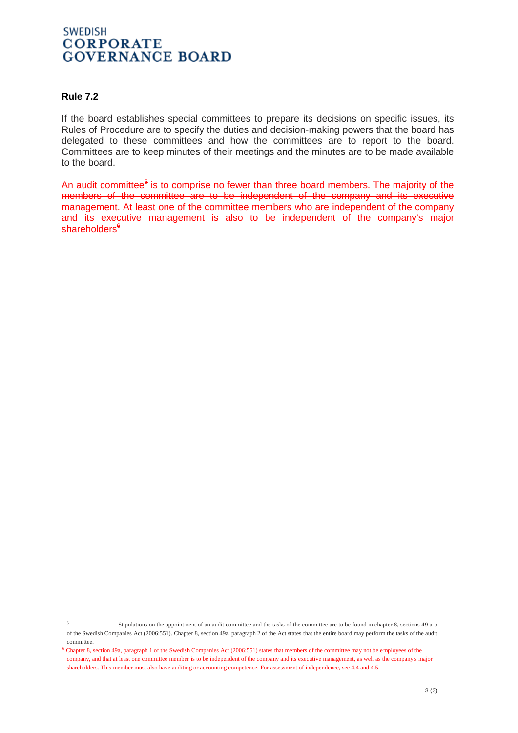### Rule 7.2

If the board establishes special committees to prepare its decisions on specific issues, its Rules of Procedure are to specify the duties and decision-making powers that the board has delegated to these committees and how the committees are to report to the board. Committees are to keep minutes of their meetings and the minutes are to be made available to the board.

~~An audit committee[5] is to comprise no fewer than three board members. The majority of the members of the committee are to be independent of the company and its executive management. At least one of the committee members who are independent of the company and its executive management is also to be independent of the company's major shareholders[6]~~

---

[5] Stipulations on the appointment of an audit committee and the tasks of the committee are to be found in chapter 8, sections 49 a-b of the Swedish Companies Act (2006:551). Chapter 8, section 49a, paragraph 2 of the Act states that the entire board may perform the tasks of the audit committee.

~~[6] Chapter 8, section 49a, paragraph 1 of the Swedish Companies Act (2006:551) states that members of the committee may not be employees of the company, and that at least one committee member is to be independent of the company and its executive management, as well as the company's major shareholders. This member must also have auditing or accounting competence. For assessment of independence, see 4.4 and 4.5.~~